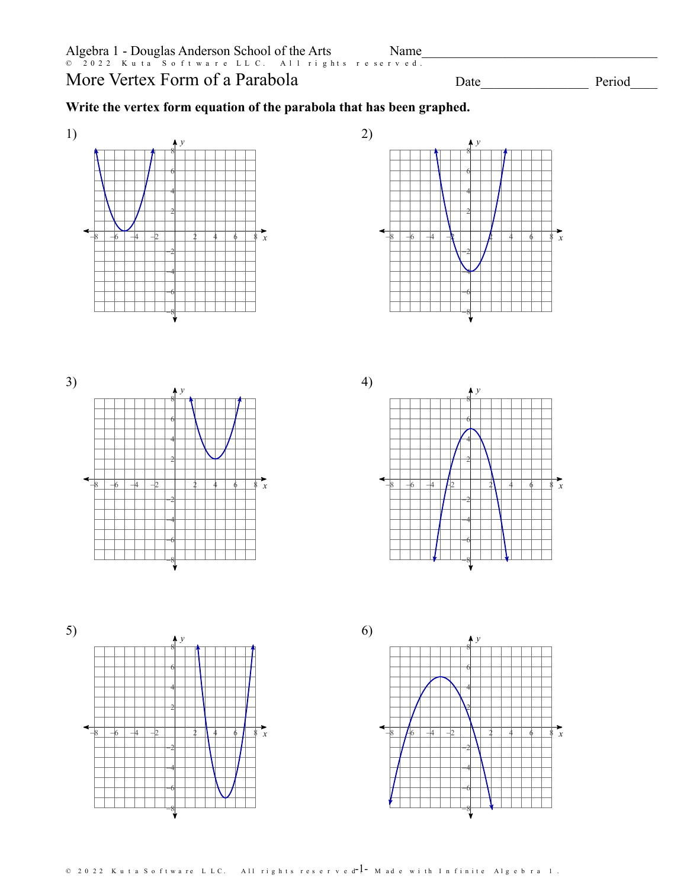Algebra 1 - Douglas Anderson School of the Arts

Name________________________________

© 2022 Kuta Software LLC. All rights reserved.

# More Vertex Form of a Parabola

Date________________ Period____

**Write the vertex form equation of the parabola that has been graphed.**

1)

2)

3)

4)

5)

6)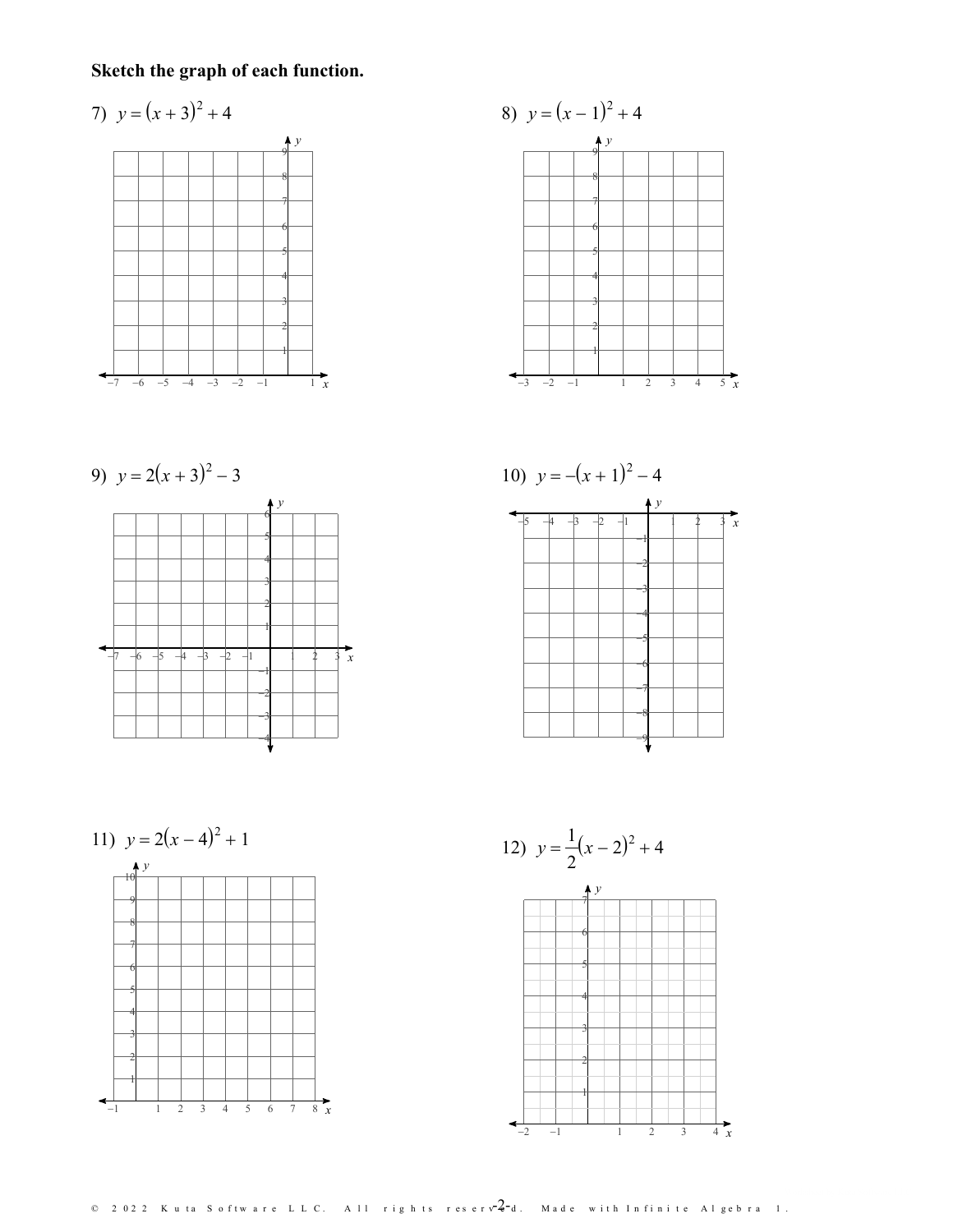**Sketch the graph of each function.**

7) $y = (x + 3)^2 + 4$

8) $y = (x - 1)^2 + 4$

9) $y = 2(x + 3)^2 - 3$

10) $y = -(x + 1)^2 - 4$

11) $y = 2(x - 4)^2 + 1$

12) $y = \frac{1}{2}(x - 2)^2 + 4$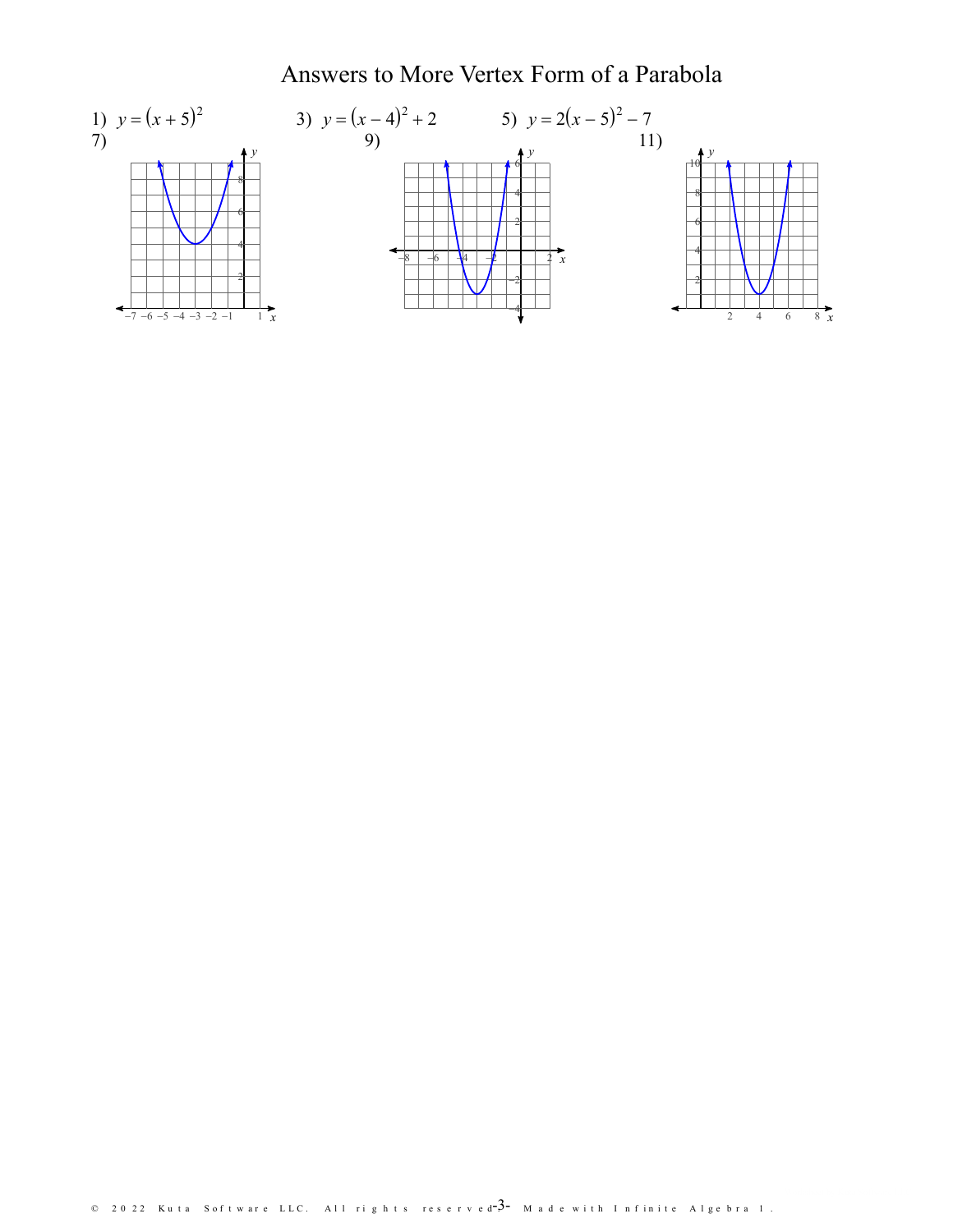# Answers to More Vertex Form of a Parabola

1) $y = (x + 5)^2$

3) $y = (x - 4)^2 + 2$

5) $y = 2(x - 5)^2 - 7$

7)

y
8
6
4
2
−7 −6 −5 −4 −3 −2 −1 1 x

9)

y
6
4
2
−8 −6 −4 −2 2 x
−2
−4

11)

y
10
8
6
4
2
2 4 6 8 x